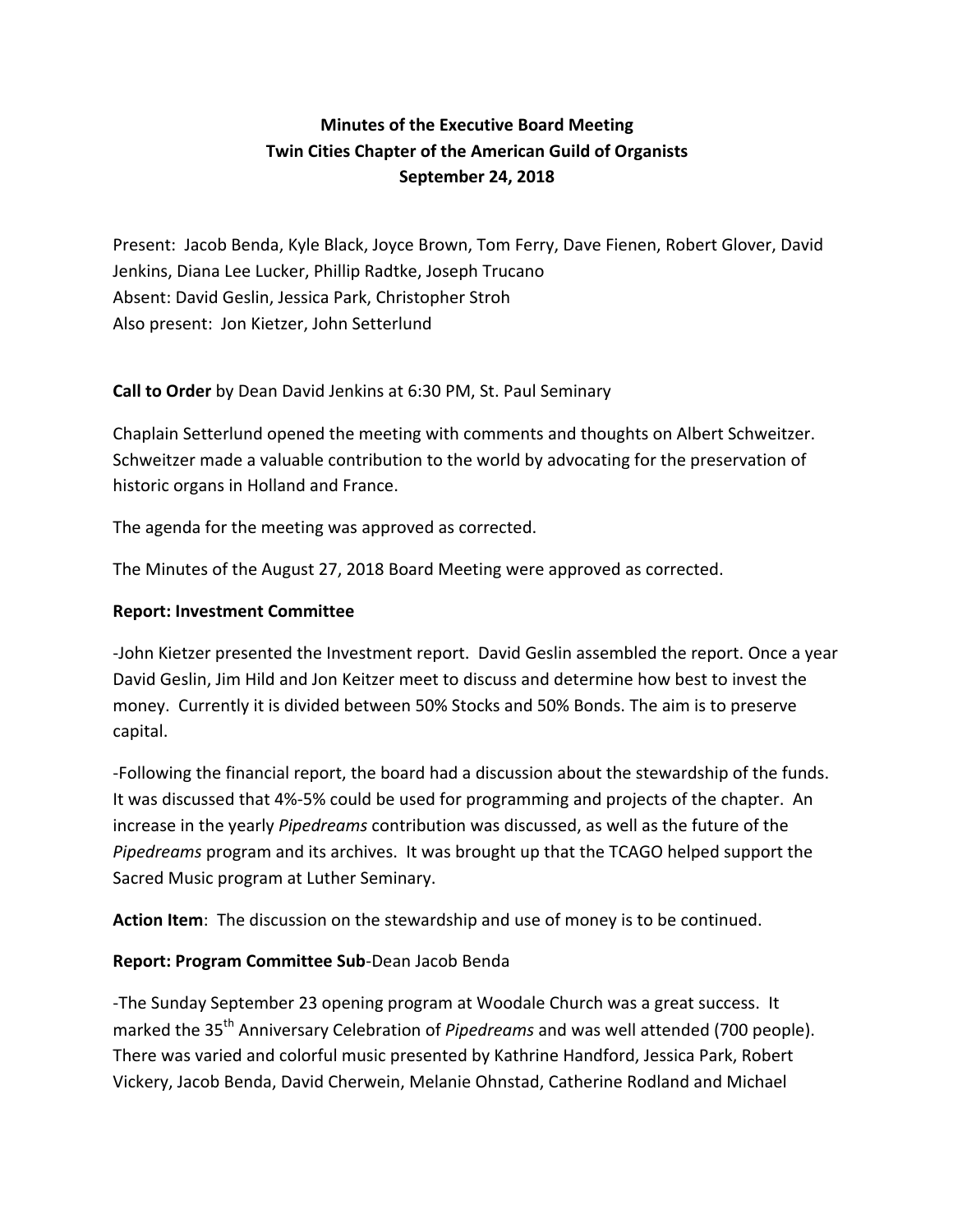# Minutes of the Executive Board Meeting
## Twin Cities Chapter of the American Guild of Organists
## September 24, 2018

Present: Jacob Benda, Kyle Black, Joyce Brown, Tom Ferry, Dave Fienen, Robert Glover, David Jenkins, Diana Lee Lucker, Phillip Radtke, Joseph Trucano
Absent: David Geslin, Jessica Park, Christopher Stroh
Also present: Jon Kietzer, John Setterlund

**Call to Order** by Dean David Jenkins at 6:30 PM, St. Paul Seminary

Chaplain Setterlund opened the meeting with comments and thoughts on Albert Schweitzer. Schweitzer made a valuable contribution to the world by advocating for the preservation of historic organs in Holland and France.

The agenda for the meeting was approved as corrected.

The Minutes of the August 27, 2018 Board Meeting were approved as corrected.

**Report: Investment Committee**

-John Kietzer presented the Investment report. David Geslin assembled the report. Once a year David Geslin, Jim Hild and Jon Keitzer meet to discuss and determine how best to invest the money. Currently it is divided between 50% Stocks and 50% Bonds. The aim is to preserve capital.

-Following the financial report, the board had a discussion about the stewardship of the funds. It was discussed that 4%-5% could be used for programming and projects of the chapter. An increase in the yearly *Pipedreams* contribution was discussed, as well as the future of the *Pipedreams* program and its archives. It was brought up that the TCAGO helped support the Sacred Music program at Luther Seminary.

**Action Item**: The discussion on the stewardship and use of money is to be continued.

**Report: Program Committee Sub**-Dean Jacob Benda

-The Sunday September 23 opening program at Woodale Church was a great success. It marked the 35th Anniversary Celebration of *Pipedreams* and was well attended (700 people). There was varied and colorful music presented by Kathrine Handford, Jessica Park, Robert Vickery, Jacob Benda, David Cherwein, Melanie Ohnstad, Catherine Rodland and Michael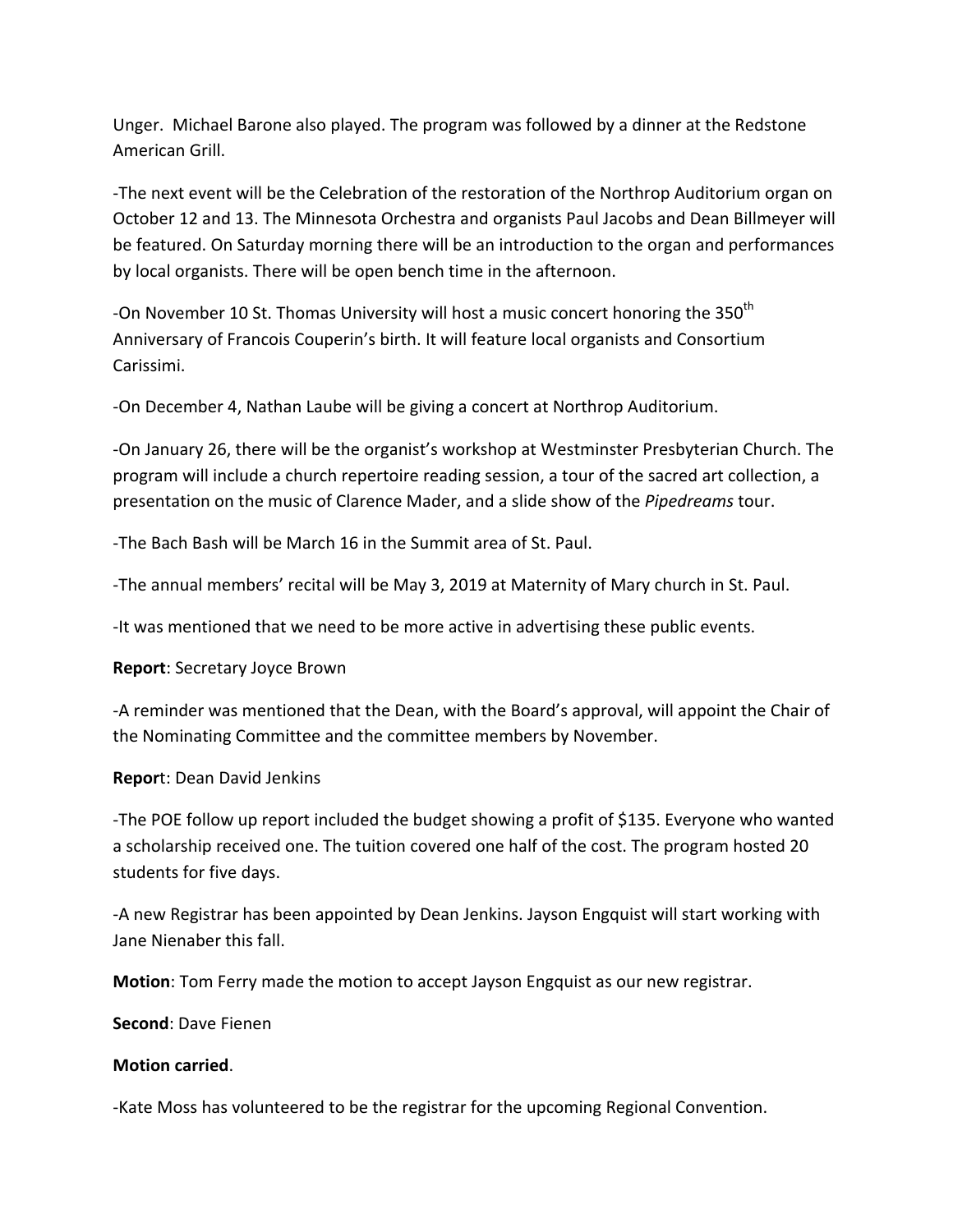Unger. Michael Barone also played. The program was followed by a dinner at the Redstone American Grill.

-The next event will be the Celebration of the restoration of the Northrop Auditorium organ on October 12 and 13. The Minnesota Orchestra and organists Paul Jacobs and Dean Billmeyer will be featured. On Saturday morning there will be an introduction to the organ and performances by local organists. There will be open bench time in the afternoon.

-On November 10 St. Thomas University will host a music concert honoring the 350th Anniversary of Francois Couperin's birth. It will feature local organists and Consortium Carissimi.

-On December 4, Nathan Laube will be giving a concert at Northrop Auditorium.

-On January 26, there will be the organist's workshop at Westminster Presbyterian Church. The program will include a church repertoire reading session, a tour of the sacred art collection, a presentation on the music of Clarence Mader, and a slide show of the *Pipedreams* tour.

-The Bach Bash will be March 16 in the Summit area of St. Paul.

-The annual members' recital will be May 3, 2019 at Maternity of Mary church in St. Paul.

-It was mentioned that we need to be more active in advertising these public events.

**Report**: Secretary Joyce Brown

-A reminder was mentioned that the Dean, with the Board's approval, will appoint the Chair of the Nominating Committee and the committee members by November.

**Report**: Dean David Jenkins

-The POE follow up report included the budget showing a profit of $135. Everyone who wanted a scholarship received one. The tuition covered one half of the cost. The program hosted 20 students for five days.

-A new Registrar has been appointed by Dean Jenkins. Jayson Engquist will start working with Jane Nienaber this fall.

**Motion**: Tom Ferry made the motion to accept Jayson Engquist as our new registrar.

**Second**: Dave Fienen

**Motion carried**.

-Kate Moss has volunteered to be the registrar for the upcoming Regional Convention.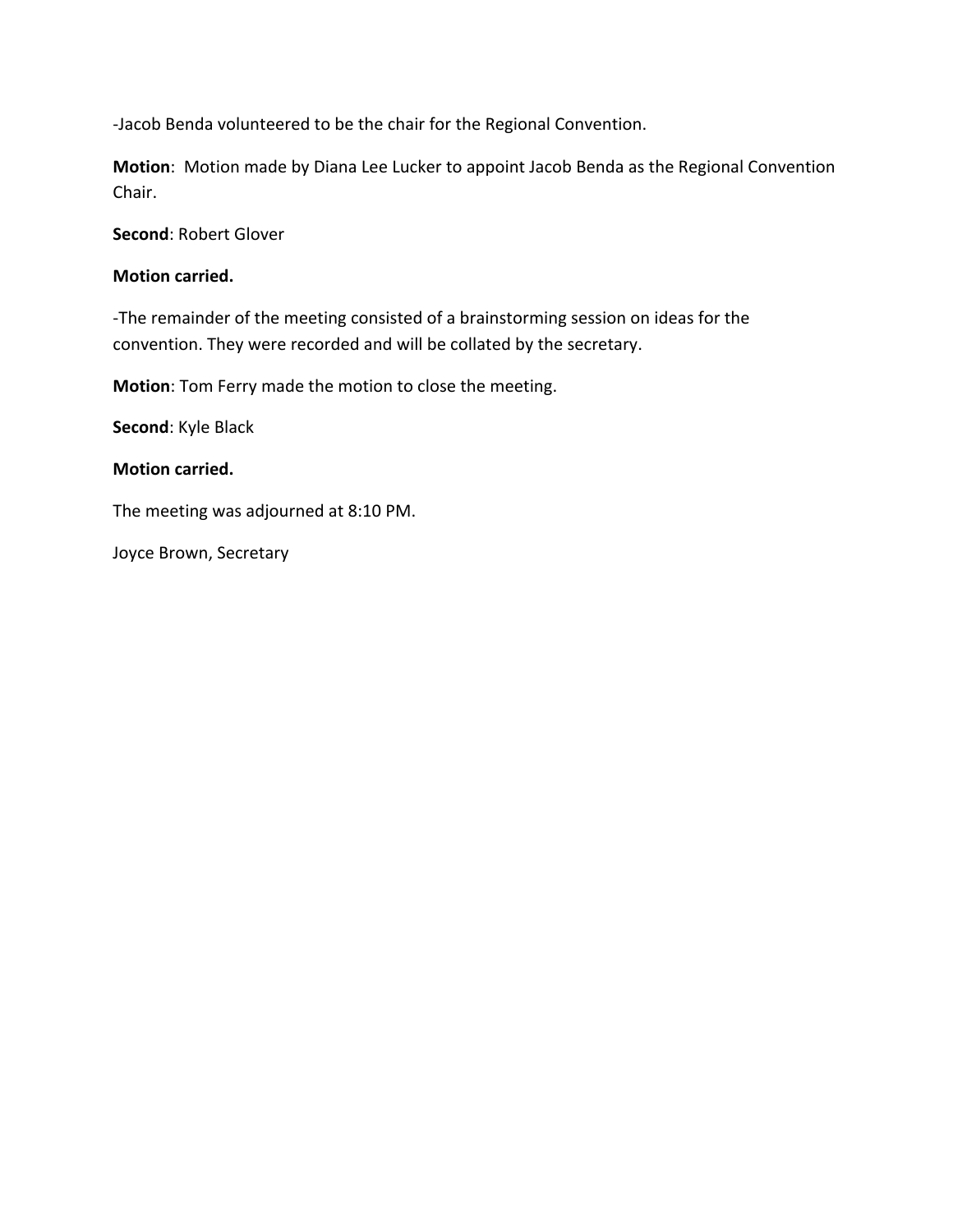-Jacob Benda volunteered to be the chair for the Regional Convention.

**Motion**: Motion made by Diana Lee Lucker to appoint Jacob Benda as the Regional Convention Chair.

**Second**: Robert Glover

**Motion carried.**

-The remainder of the meeting consisted of a brainstorming session on ideas for the convention. They were recorded and will be collated by the secretary.

**Motion**: Tom Ferry made the motion to close the meeting.

**Second**: Kyle Black

**Motion carried.**

The meeting was adjourned at 8:10 PM.

Joyce Brown, Secretary